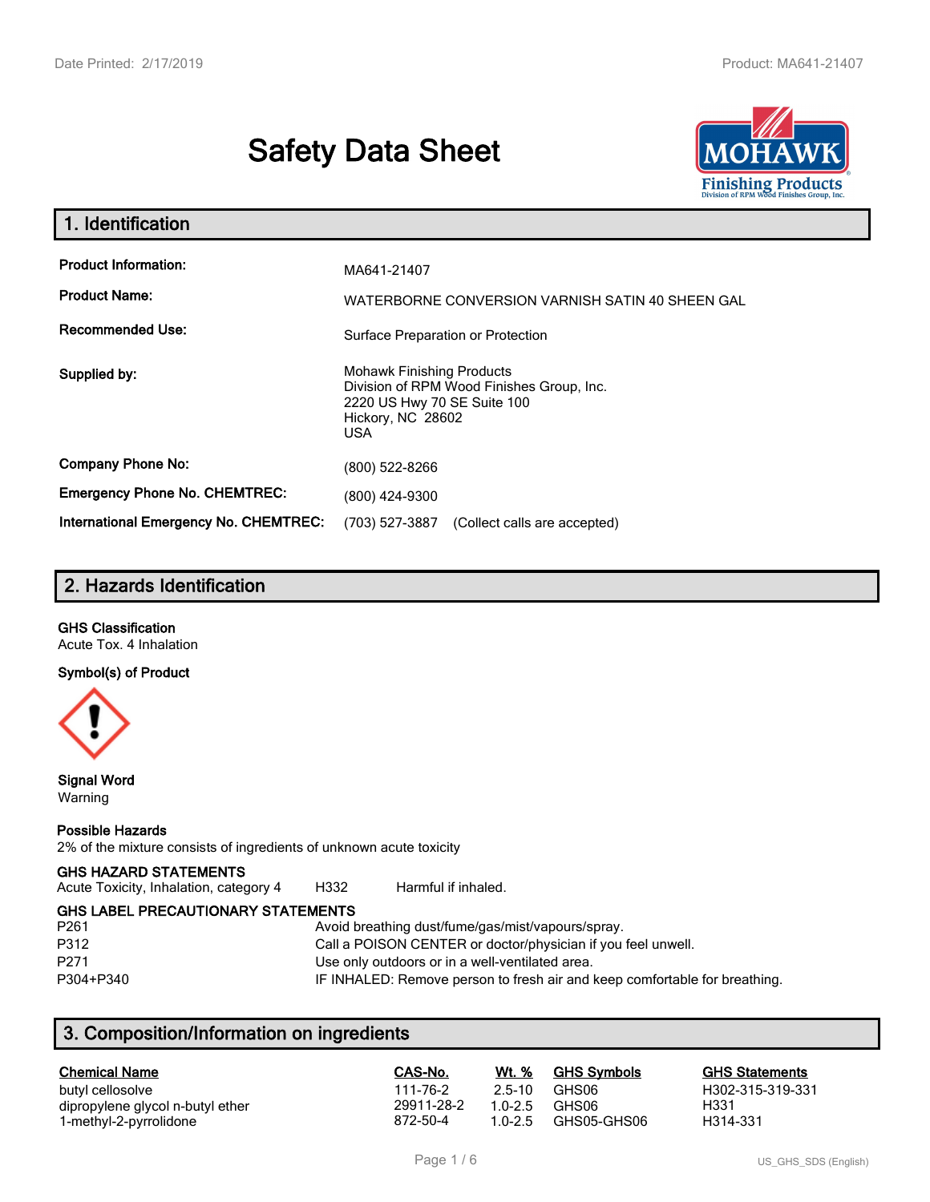# Safety Data Sheet

## 1. Identification

| | |
|---|---|
| **Product Information:** | MA641-21407 |
| **Product Name:** | WATERBORNE CONVERSION VARNISH SATIN 40 SHEEN GAL |
| **Recommended Use:** | Surface Preparation or Protection |
| **Supplied by:** | Mohawk Finishing Products<br>Division of RPM Wood Finishes Group, Inc.<br>2220 US Hwy 70 SE Suite 100<br>Hickory, NC 28602<br>USA |
| **Company Phone No:** | (800) 522-8266 |
| **Emergency Phone No. CHEMTREC:** | (800) 424-9300 |
| **International Emergency No. CHEMTREC:** | (703) 527-3887 (Collect calls are accepted) |

## 2. Hazards Identification

**GHS Classification**
Acute Tox. 4 Inhalation

**Symbol(s) of Product**

**Signal Word**
Warning

**Possible Hazards**
2% of the mixture consists of ingredients of unknown acute toxicity

**GHS HAZARD STATEMENTS**

| | | |
|---|---|---|
| Acute Toxicity, Inhalation, category 4 | H332 | Harmful if inhaled. |

**GHS LABEL PRECAUTIONARY STATEMENTS**

| | |
|---|---|
| P261 | Avoid breathing dust/fume/gas/mist/vapours/spray. |
| P312 | Call a POISON CENTER or doctor/physician if you feel unwell. |
| P271 | Use only outdoors or in a well-ventilated area. |
| P304+P340 | IF INHALED: Remove person to fresh air and keep comfortable for breathing. |

## 3. Composition/Information on ingredients

| Chemical Name | CAS-No. | Wt. % | GHS Symbols | GHS Statements |
|---|---|---|---|---|
| butyl cellosolve | 111-76-2 | 2.5-10 | GHS06 | H302-315-319-331 |
| dipropylene glycol n-butyl ether | 29911-28-2 | 1.0-2.5 | GHS06 | H331 |
| 1-methyl-2-pyrrolidone | 872-50-4 | 1.0-2.5 | GHS05-GHS06 | H314-331 |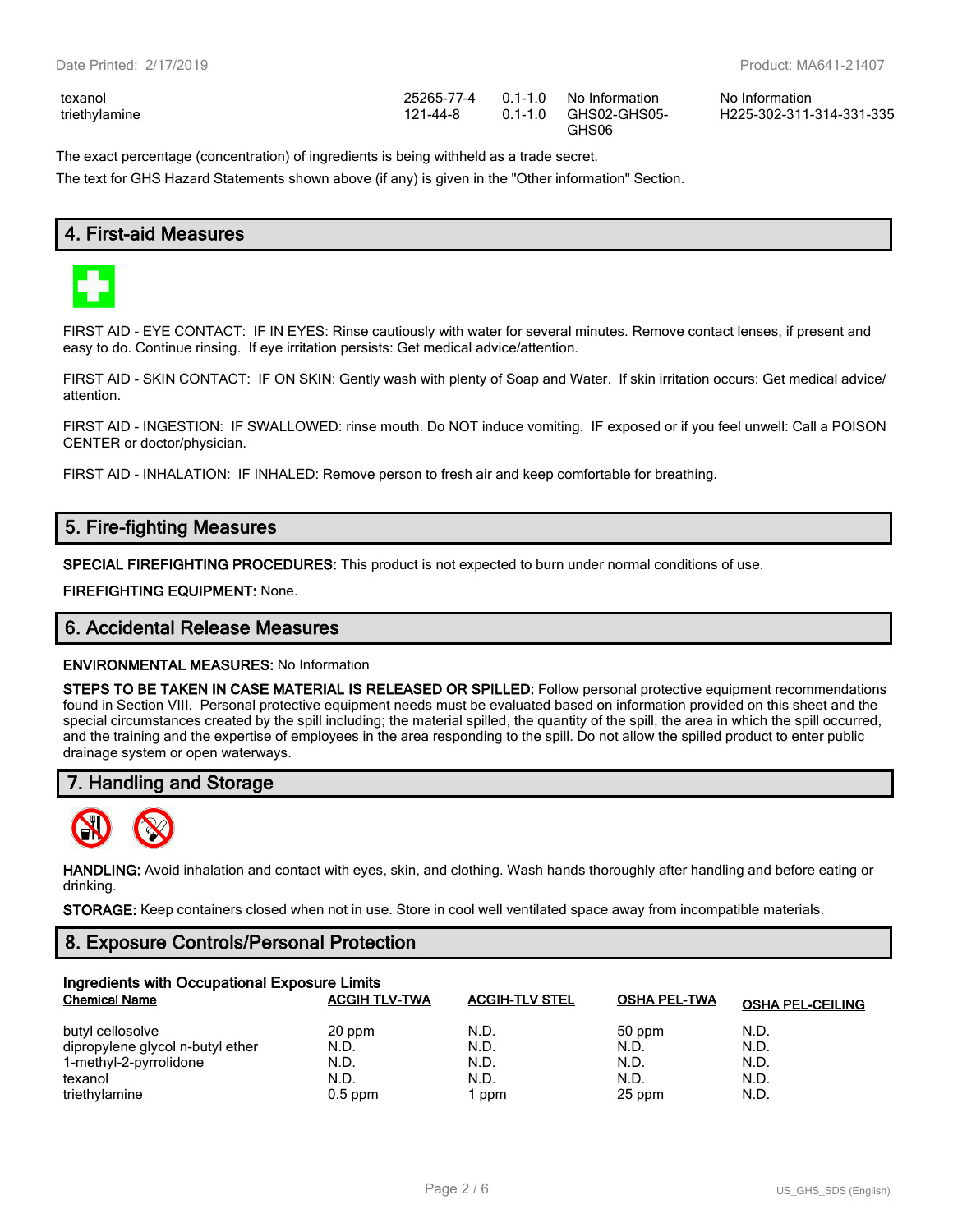| | | | | |
|---|---|---|---|---|
| texanol | 25265-77-4 | 0.1-1.0 | No Information | No Information |
| triethylamine | 121-44-8 | 0.1-1.0 | GHS02-GHS05-GHS06 | H225-302-311-314-331-335 |

The exact percentage (concentration) of ingredients is being withheld as a trade secret.

The text for GHS Hazard Statements shown above (if any) is given in the "Other information" Section.

## 4. First-aid Measures

FIRST AID - EYE CONTACT: IF IN EYES: Rinse cautiously with water for several minutes. Remove contact lenses, if present and easy to do. Continue rinsing. If eye irritation persists: Get medical advice/attention.

FIRST AID - SKIN CONTACT: IF ON SKIN: Gently wash with plenty of Soap and Water. If skin irritation occurs: Get medical advice/ attention.

FIRST AID - INGESTION: IF SWALLOWED: rinse mouth. Do NOT induce vomiting. IF exposed or if you feel unwell: Call a POISON CENTER or doctor/physician.

FIRST AID - INHALATION: IF INHALED: Remove person to fresh air and keep comfortable for breathing.

## 5. Fire-fighting Measures

**SPECIAL FIREFIGHTING PROCEDURES:** This product is not expected to burn under normal conditions of use.

**FIREFIGHTING EQUIPMENT:** None.

## 6. Accidental Release Measures

**ENVIRONMENTAL MEASURES:** No Information

**STEPS TO BE TAKEN IN CASE MATERIAL IS RELEASED OR SPILLED:** Follow personal protective equipment recommendations found in Section VIII. Personal protective equipment needs must be evaluated based on information provided on this sheet and the special circumstances created by the spill including; the material spilled, the quantity of the spill, the area in which the spill occurred, and the training and the expertise of employees in the area responding to the spill. Do not allow the spilled product to enter public drainage system or open waterways.

## 7. Handling and Storage

**HANDLING:** Avoid inhalation and contact with eyes, skin, and clothing. Wash hands thoroughly after handling and before eating or drinking.

**STORAGE:** Keep containers closed when not in use. Store in cool well ventilated space away from incompatible materials.

## 8. Exposure Controls/Personal Protection

**Ingredients with Occupational Exposure Limits**

| Chemical Name | ACGIH TLV-TWA | ACGIH-TLV STEL | OSHA PEL-TWA | OSHA PEL-CEILING |
|---|---|---|---|---|
| butyl cellosolve | 20 ppm | N.D. | 50 ppm | N.D. |
| dipropylene glycol n-butyl ether | N.D. | N.D. | N.D. | N.D. |
| 1-methyl-2-pyrrolidone | N.D. | N.D. | N.D. | N.D. |
| texanol | N.D. | N.D. | N.D. | N.D. |
| triethylamine | 0.5 ppm | 1 ppm | 25 ppm | N.D. |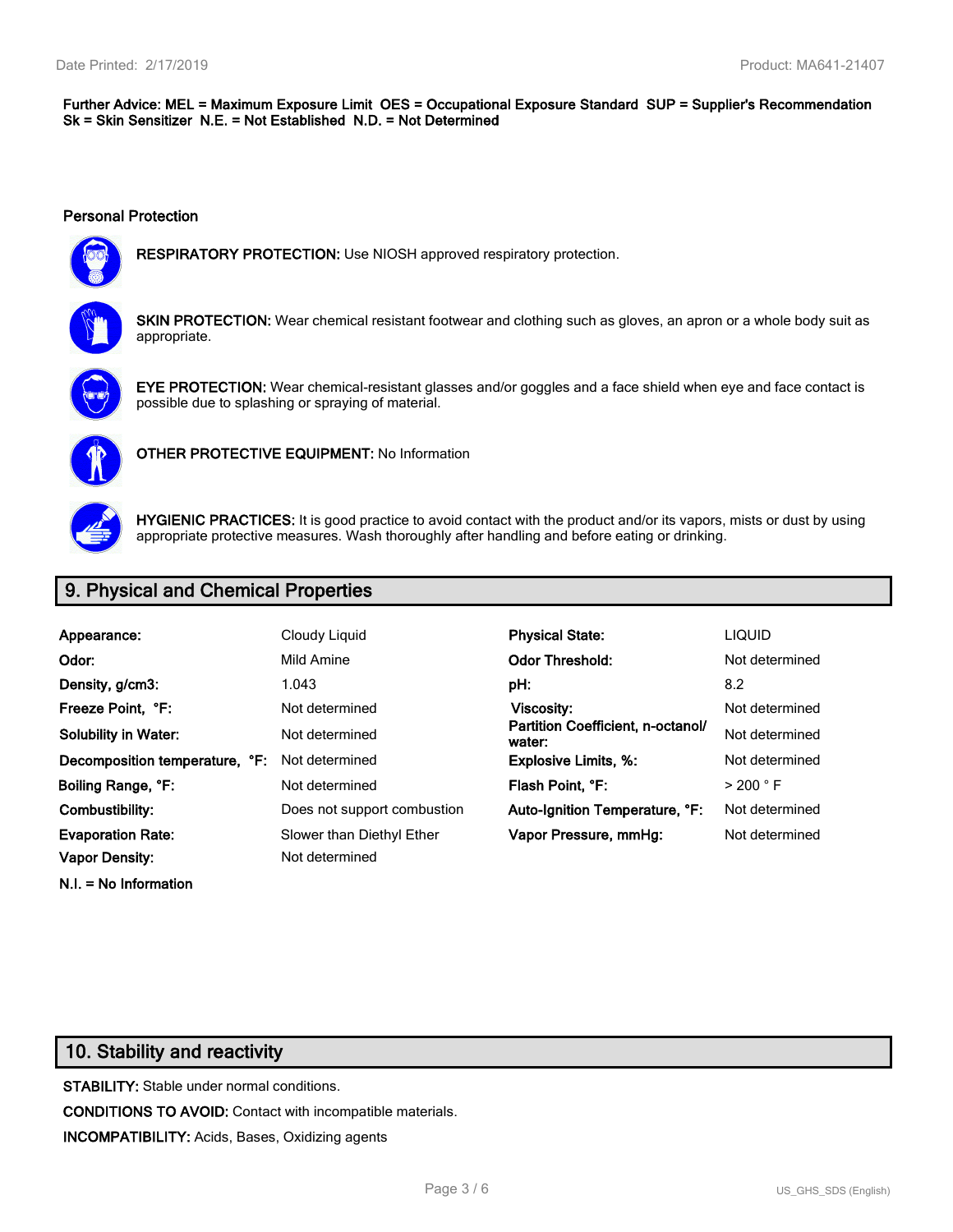**Further Advice: MEL = Maximum Exposure Limit  OES = Occupational Exposure Standard  SUP = Supplier's Recommendation**
**Sk = Skin Sensitizer  N.E. = Not Established  N.D. = Not Determined**

### Personal Protection

**RESPIRATORY PROTECTION:** Use NIOSH approved respiratory protection.

**SKIN PROTECTION:** Wear chemical resistant footwear and clothing such as gloves, an apron or a whole body suit as appropriate.

**EYE PROTECTION:** Wear chemical-resistant glasses and/or goggles and a face shield when eye and face contact is possible due to splashing or spraying of material.

**OTHER PROTECTIVE EQUIPMENT:** No Information

**HYGIENIC PRACTICES:** It is good practice to avoid contact with the product and/or its vapors, mists or dust by using appropriate protective measures. Wash thoroughly after handling and before eating or drinking.

## 9. Physical and Chemical Properties

| | | | |
|---|---|---|---|
| **Appearance:** | Cloudy Liquid | **Physical State:** | LIQUID |
| **Odor:** | Mild Amine | **Odor Threshold:** | Not determined |
| **Density, g/cm3:** | 1.043 | **pH:** | 8.2 |
| **Freeze Point, °F:** | Not determined | **Viscosity:** | Not determined |
| **Solubility in Water:** | Not determined | **Partition Coefficient, n-octanol/ water:** | Not determined |
| **Decomposition temperature, °F:** | Not determined | **Explosive Limits, %:** | Not determined |
| **Boiling Range, °F:** | Not determined | **Flash Point, °F:** | > 200 ° F |
| **Combustibility:** | Does not support combustion | **Auto-Ignition Temperature, °F:** | Not determined |
| **Evaporation Rate:** | Slower than Diethyl Ether | **Vapor Pressure, mmHg:** | Not determined |
| **Vapor Density:** | Not determined | | |

**N.I. = No Information**

## 10. Stability and reactivity

**STABILITY:** Stable under normal conditions.

**CONDITIONS TO AVOID:** Contact with incompatible materials.

**INCOMPATIBILITY:** Acids, Bases, Oxidizing agents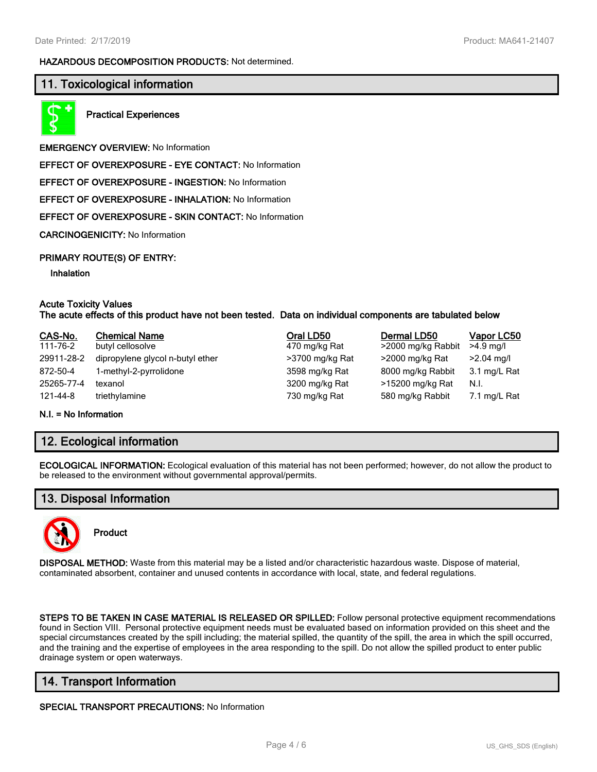**HAZARDOUS DECOMPOSITION PRODUCTS:** Not determined.

## 11. Toxicological information

**Practical Experiences**

**EMERGENCY OVERVIEW:** No Information

**EFFECT OF OVEREXPOSURE - EYE CONTACT:** No Information

**EFFECT OF OVEREXPOSURE - INGESTION:** No Information

**EFFECT OF OVEREXPOSURE - INHALATION:** No Information

**EFFECT OF OVEREXPOSURE - SKIN CONTACT:** No Information

**CARCINOGENICITY:** No Information

**PRIMARY ROUTE(S) OF ENTRY:**

**Inhalation**

**Acute Toxicity Values**
**The acute effects of this product have not been tested. Data on individual components are tabulated below**

| CAS-No. | Chemical Name | Oral LD50 | Dermal LD50 | Vapor LC50 |
|---|---|---|---|---|
| 111-76-2 | butyl cellosolve | 470 mg/kg Rat | >2000 mg/kg Rabbit | >4.9 mg/l |
| 29911-28-2 | dipropylene glycol n-butyl ether | >3700 mg/kg Rat | >2000 mg/kg Rat | >2.04 mg/l |
| 872-50-4 | 1-methyl-2-pyrrolidone | 3598 mg/kg Rat | 8000 mg/kg Rabbit | 3.1 mg/L Rat |
| 25265-77-4 | texanol | 3200 mg/kg Rat | >15200 mg/kg Rat | N.I. |
| 121-44-8 | triethylamine | 730 mg/kg Rat | 580 mg/kg Rabbit | 7.1 mg/L Rat |

**N.I. = No Information**

## 12. Ecological information

**ECOLOGICAL INFORMATION:** Ecological evaluation of this material has not been performed; however, do not allow the product to be released to the environment without governmental approval/permits.

## 13. Disposal Information

**Product**

**DISPOSAL METHOD:** Waste from this material may be a listed and/or characteristic hazardous waste. Dispose of material, contaminated absorbent, container and unused contents in accordance with local, state, and federal regulations.

**STEPS TO BE TAKEN IN CASE MATERIAL IS RELEASED OR SPILLED:** Follow personal protective equipment recommendations found in Section VIII. Personal protective equipment needs must be evaluated based on information provided on this sheet and the special circumstances created by the spill including; the material spilled, the quantity of the spill, the area in which the spill occurred, and the training and the expertise of employees in the area responding to the spill. Do not allow the spilled product to enter public drainage system or open waterways.

## 14. Transport Information

**SPECIAL TRANSPORT PRECAUTIONS:** No Information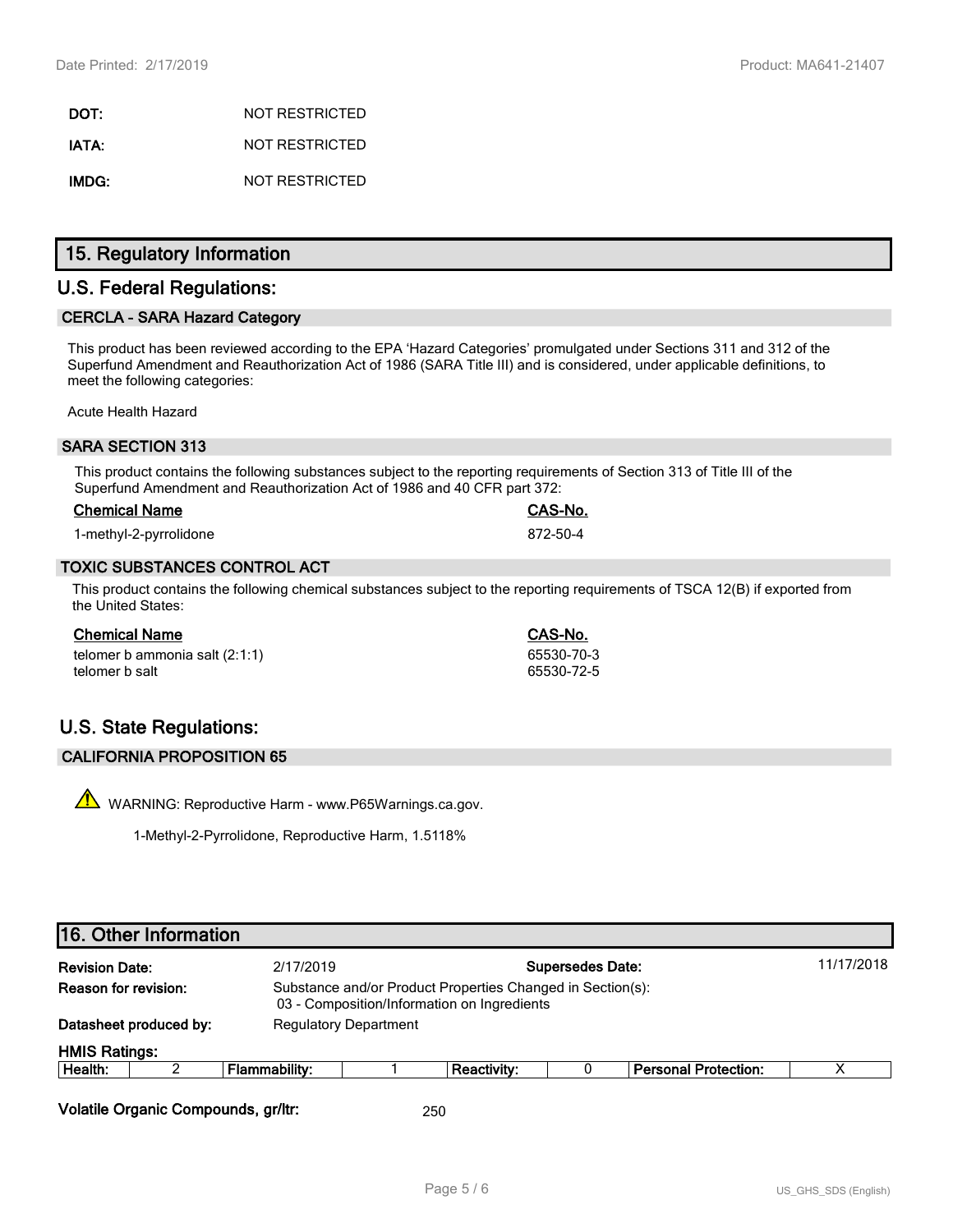**DOT:** NOT RESTRICTED

**IATA:** NOT RESTRICTED

**IMDG:** NOT RESTRICTED

## 15. Regulatory Information

## U.S. Federal Regulations:

### CERCLA - SARA Hazard Category

This product has been reviewed according to the EPA 'Hazard Categories' promulgated under Sections 311 and 312 of the Superfund Amendment and Reauthorization Act of 1986 (SARA Title III) and is considered, under applicable definitions, to meet the following categories:

Acute Health Hazard

### SARA SECTION 313

This product contains the following substances subject to the reporting requirements of Section 313 of Title III of the Superfund Amendment and Reauthorization Act of 1986 and 40 CFR part 372:

| Chemical Name | CAS-No. |
|---|---|
| 1-methyl-2-pyrrolidone | 872-50-4 |

### TOXIC SUBSTANCES CONTROL ACT

This product contains the following chemical substances subject to the reporting requirements of TSCA 12(B) if exported from the United States:

| Chemical Name | CAS-No. |
|---|---|
| telomer b ammonia salt (2:1:1) | 65530-70-3 |
| telomer b salt | 65530-72-5 |

## U.S. State Regulations:

### CALIFORNIA PROPOSITION 65

WARNING: Reproductive Harm - www.P65Warnings.ca.gov.

1-Methyl-2-Pyrrolidone, Reproductive Harm, 1.5118%

## 16. Other Information

**Revision Date:** 2/17/2019 **Supersedes Date:** 11/17/2018

**Reason for revision:** Substance and/or Product Properties Changed in Section(s):
03 - Composition/Information on Ingredients

**Datasheet produced by:** Regulatory Department

**HMIS Ratings:**

| Health: | 2 | Flammability: | 1 | Reactivity: | 0 | Personal Protection: | X |
|---|---|---|---|---|---|---|---|

**Volatile Organic Compounds, gr/ltr:** 250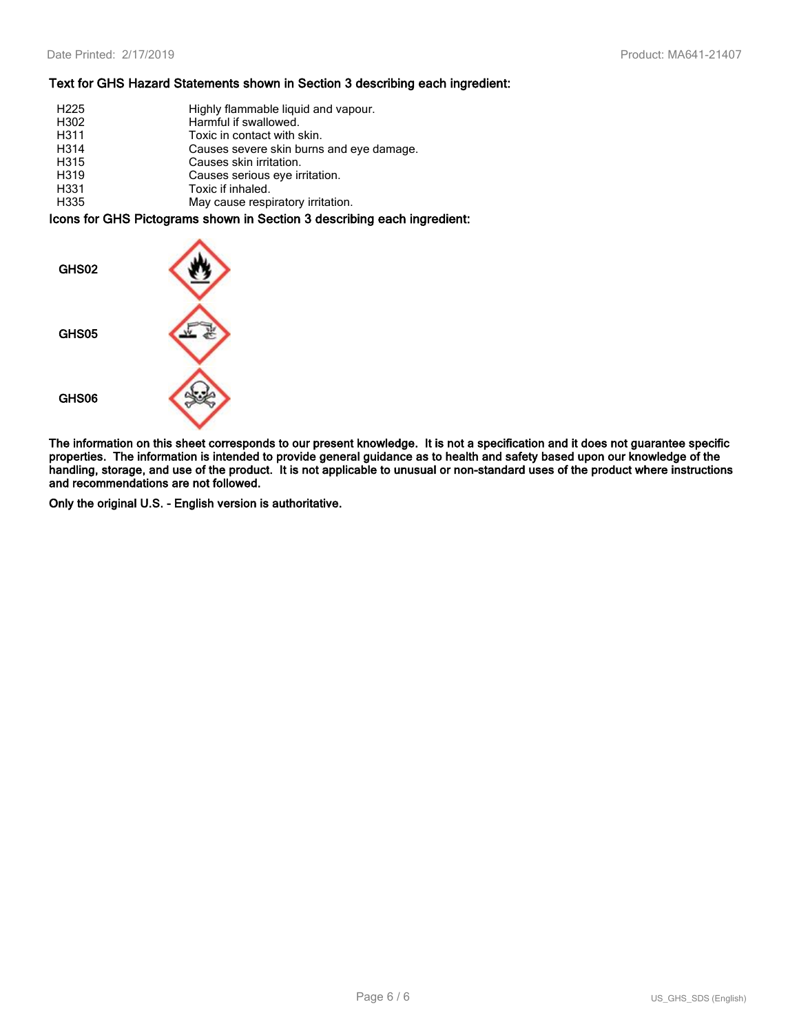**Text for GHS Hazard Statements shown in Section 3 describing each ingredient:**

| | |
|---|---|
| H225 | Highly flammable liquid and vapour. |
| H302 | Harmful if swallowed. |
| H311 | Toxic in contact with skin. |
| H314 | Causes severe skin burns and eye damage. |
| H315 | Causes skin irritation. |
| H319 | Causes serious eye irritation. |
| H331 | Toxic if inhaled. |
| H335 | May cause respiratory irritation. |

**Icons for GHS Pictograms shown in Section 3 describing each ingredient:**

**GHS02**

**GHS05**

**GHS06**

**The information on this sheet corresponds to our present knowledge. It is not a specification and it does not guarantee specific properties. The information is intended to provide general guidance as to health and safety based upon our knowledge of the handling, storage, and use of the product. It is not applicable to unusual or non-standard uses of the product where instructions and recommendations are not followed.**

**Only the original U.S. - English version is authoritative.**